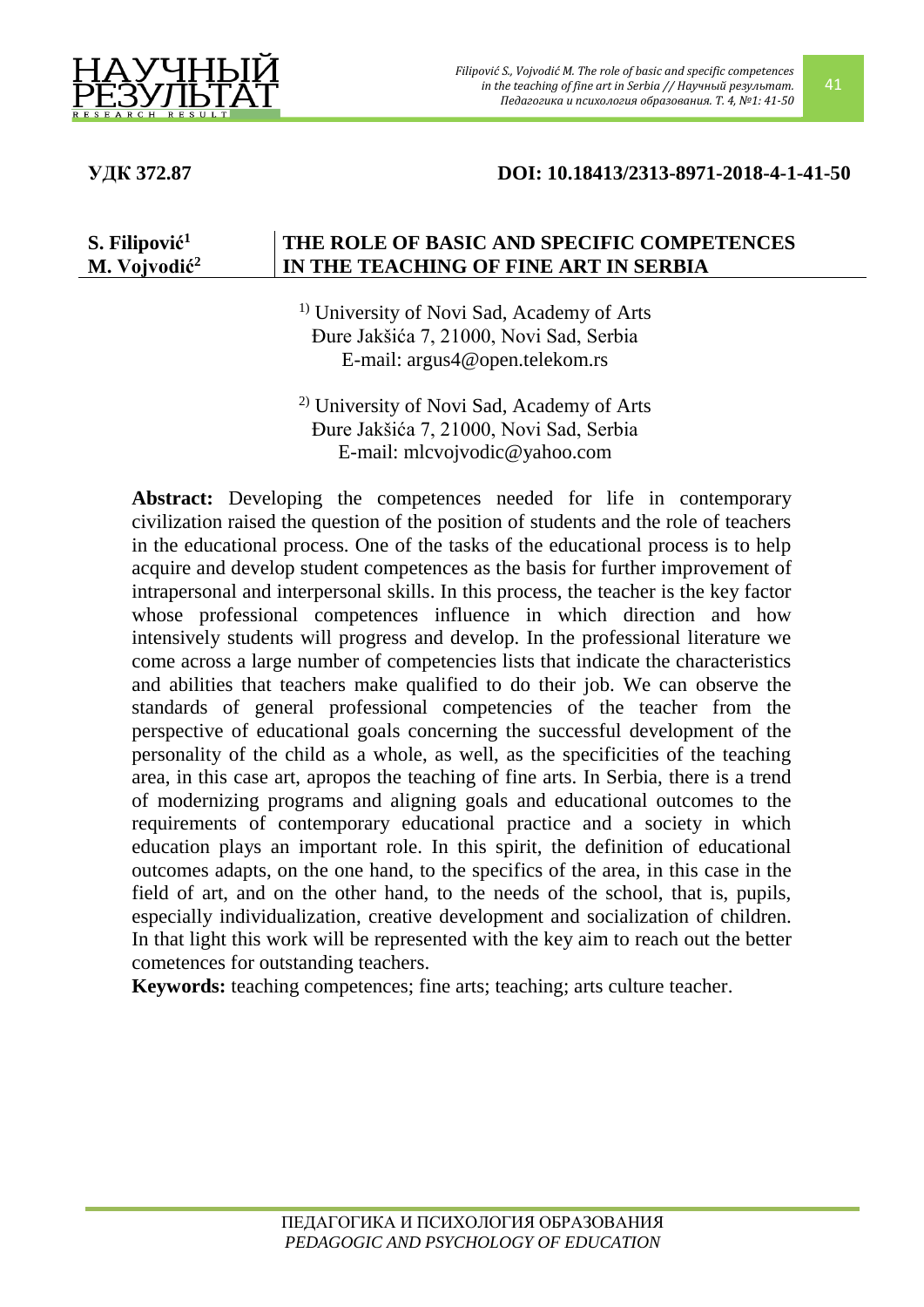**УДК 372.87** **DOI: 10.18413/2313-8971-2018-4-1-41-50**

**S. Filipović[1]**
**M. Vojvodić[2]**

# THE ROLE OF BASIC AND SPECIFIC COMPETENCES IN THE TEACHING OF FINE ART IN SERBIA

[1] University of Novi Sad, Academy of Arts
Đure Jakšića 7, 21000, Novi Sad, Serbia
E-mail: argus4@open.telekom.rs

[2] University of Novi Sad, Academy of Arts
Đure Jakšića 7, 21000, Novi Sad, Serbia
E-mail: mlcvojvodic@yahoo.com

**Abstract:** Developing the competences needed for life in contemporary civilization raised the question of the position of students and the role of teachers in the educational process. One of the tasks of the educational process is to help acquire and develop student competences as the basis for further improvement of intrapersonal and interpersonal skills. In this process, the teacher is the key factor whose professional competences influence in which direction and how intensively students will progress and develop. In the professional literature we come across a large number of competencies lists that indicate the characteristics and abilities that teachers make qualified to do their job. We can observe the standards of general professional competencies of the teacher from the perspective of educational goals concerning the successful development of the personality of the child as a whole, as well, as the specificities of the teaching area, in this case art, apropos the teaching of fine arts. In Serbia, there is a trend of modernizing programs and aligning goals and educational outcomes to the requirements of contemporary educational practice and a society in which education plays an important role. In this spirit, the definition of educational outcomes adapts, on the one hand, to the specifics of the area, in this case in the field of art, and on the other hand, to the needs of the school, that is, pupils, especially individualization, creative development and socialization of children. In that light this work will be represented with the key aim to reach out the better cometences for outstanding teachers.

**Keywords:** teaching competences; fine arts; teaching; arts culture teacher.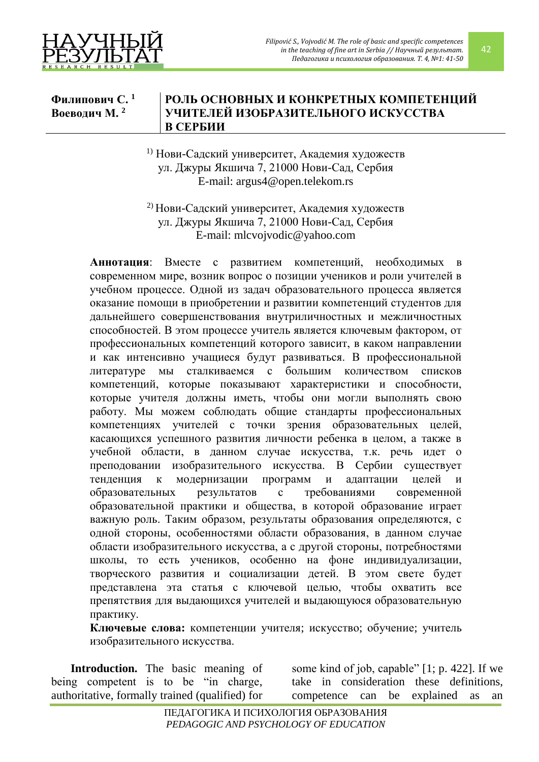**Филипович С.** [1]
**Воеводич М.** [2]

# РОЛЬ ОСНОВНЫХ И КОНКРЕТНЫХ КОМПЕТЕНЦИЙ УЧИТЕЛЕЙ ИЗОБРАЗИТЕЛЬНОГО ИСКУССТВА В СЕРБИИ

[1] Нови-Садский университет, Академия художеств
ул. Джуры Якшича 7, 21000 Нови-Сад, Сербия
E-mail: argus4@open.telekom.rs

[2] Нови-Садский университет, Академия художеств
ул. Джуры Якшича 7, 21000 Нови-Сад, Сербия
E-mail: mlcvojvodic@yahoo.com

**Аннотация**: Вместе с развитием компетенций, необходимых в современном мире, возник вопрос о позиции учеников и роли учителей в учебном процессе. Одной из задач образовательного процесса является оказание помощи в приобретении и развитии компетенций студентов для дальнейшего совершенствования внутриличностных и межличностных способностей. В этом процессе учитель является ключевым фактором, от профессиональных компетенций которого зависит, в каком направлении и как интенсивно учащиеся будут развиваться. В профессиональной литературе мы сталкиваемся с большим количеством списков компетенций, которые показывают характеристики и способности, которые учителя должны иметь, чтобы они могли выполнять свою работу. Мы можем соблюдать общие стандарты профессиональных компетенциях учителей с точки зрения образовательных целей, касающихся успешного развития личности ребенка в целом, а также в учебной области, в данном случае искусства, т.к. речь идет о преподовании изобразительного искусства. В Сербии существует тенденция к модернизации программ и адаптации целей и образовательных результатов с требованиями современной образовательной практики и общества, в которой образование играет важную роль. Таким образом, результаты образования определяются, с одной стороны, особенностями области образования, в данном случае области изобразительного искусства, а с другой стороны, потребностями школы, то есть учеников, особенно на фоне индивидуализации, творческого развития и социализации детей. В этом свете будет представлена эта статья с ключевой целью, чтобы охватить все препятствия для выдающихся учителей и выдающуюся образовательную практику.

**Ключевые слова:** компетенции учителя; искусство; обучение; учитель изобразительного искусства.

**Introduction.** The basic meaning of being competent is to be “in charge, authoritative, formally trained (qualified) for some kind of job, capable” [1; p. 422]. If we take in consideration these definitions, competence can be explained as an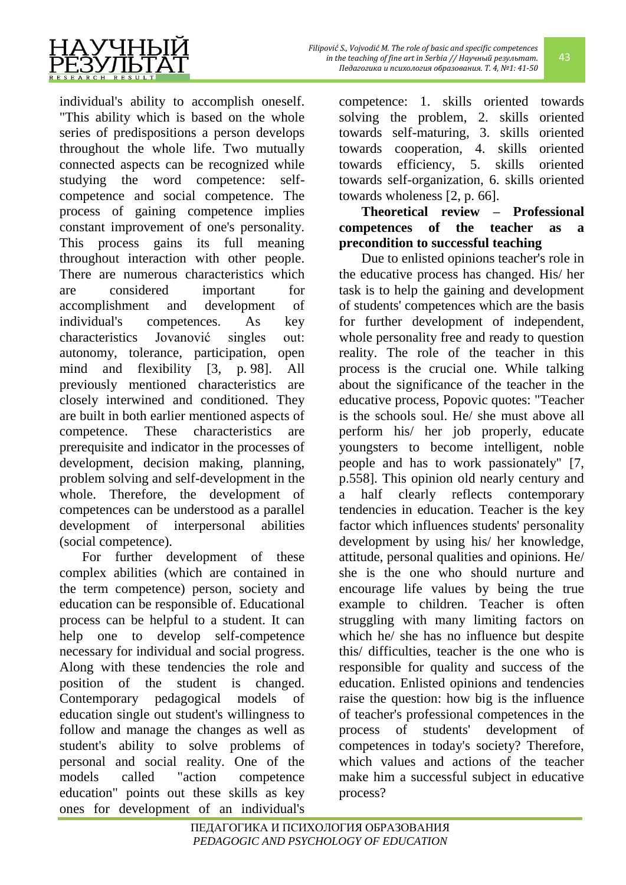individual's ability to accomplish oneself. "This ability which is based on the whole series of predispositions a person develops throughout the whole life. Two mutually connected aspects can be recognized while studying the word competence: self-competence and social competence. The process of gaining competence implies constant improvement of one's personality. This process gains its full meaning throughout interaction with other people. There are numerous characteristics which are considered important for accomplishment and development of individual's competences. As key characteristics Jovanović singles out: autonomy, tolerance, participation, open mind and flexibility [3, p. 98]. All previously mentioned characteristics are closely interwined and conditioned. They are built in both earlier mentioned aspects of competence. These characteristics are prerequisite and indicator in the processes of development, decision making, planning, problem solving and self-development in the whole. Therefore, the development of competences can be understood as a parallel development of interpersonal abilities (social competence).

For further development of these complex abilities (which are contained in the term competence) person, society and education can be responsible of. Educational process can be helpful to a student. It can help one to develop self-competence necessary for individual and social progress. Along with these tendencies the role and position of the student is changed. Contemporary pedagogical models of education single out student's willingness to follow and manage the changes as well as student's ability to solve problems of personal and social reality. One of the models called "action competence education" points out these skills as key ones for development of an individual's competence: 1. skills oriented towards solving the problem, 2. skills oriented towards self-maturing, 3. skills oriented towards cooperation, 4. skills oriented towards efficiency, 5. skills oriented towards self-organization, 6. skills oriented towards wholeness [2, p. 66].

**Theoretical review – Professional competences of the teacher as a precondition to successful teaching**

Due to enlisted opinions teacher's role in the educative process has changed. His/ her task is to help the gaining and development of students' competences which are the basis for further development of independent, whole personality free and ready to question reality. The role of the teacher in this process is the crucial one. While talking about the significance of the teacher in the educative process, Popovic quotes: "Teacher is the schools soul. He/ she must above all perform his/ her job properly, educate youngsters to become intelligent, noble people and has to work passionately" [7, p.558]. This opinion old nearly century and a half clearly reflects contemporary tendencies in education. Teacher is the key factor which influences students' personality development by using his/ her knowledge, attitude, personal qualities and opinions. He/ she is the one who should nurture and encourage life values by being the true example to children. Teacher is often struggling with many limiting factors on which he/ she has no influence but despite this/ difficulties, teacher is the one who is responsible for quality and success of the education. Enlisted opinions and tendencies raise the question: how big is the influence of teacher's professional competences in the process of students' development of competences in today's society? Therefore, which values and actions of the teacher make him a successful subject in educative process?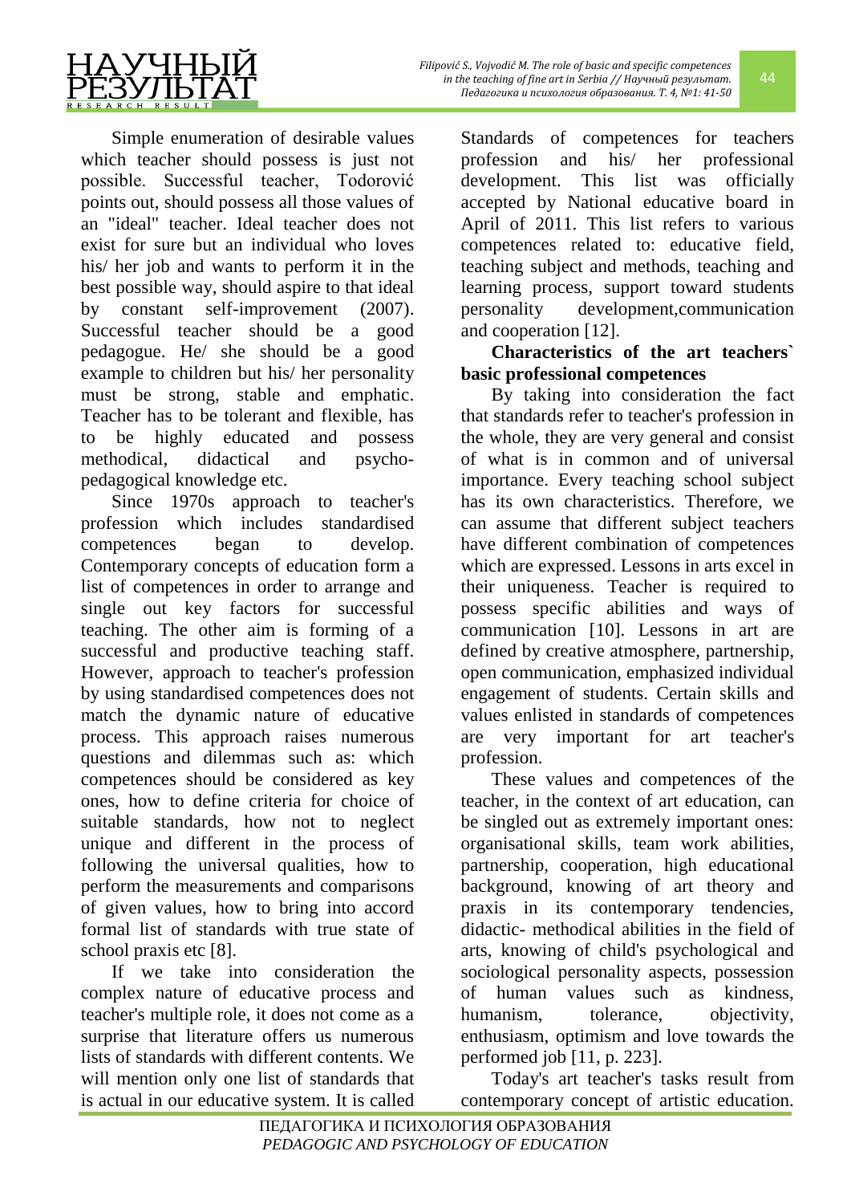Simple enumeration of desirable values which teacher should possess is just not possible. Successful teacher, Todorović points out, should possess all those values of an "ideal" teacher. Ideal teacher does not exist for sure but an individual who loves his/ her job and wants to perform it in the best possible way, should aspire to that ideal by constant self-improvement (2007). Successful teacher should be a good pedagogue. He/ she should be a good example to children but his/ her personality must be strong, stable and emphatic. Teacher has to be tolerant and flexible, has to be highly educated and possess methodical, didactical and psycho-pedagogical knowledge etc.

Since 1970s approach to teacher's profession which includes standardised competences began to develop. Contemporary concepts of education form a list of competences in order to arrange and single out key factors for successful teaching. The other aim is forming of a successful and productive teaching staff. However, approach to teacher's profession by using standardised competences does not match the dynamic nature of educative process. This approach raises numerous questions and dilemmas such as: which competences should be considered as key ones, how to define criteria for choice of suitable standards, how not to neglect unique and different in the process of following the universal qualities, how to perform the measurements and comparisons of given values, how to bring into accord formal list of standards with true state of school praxis etc [8].

If we take into consideration the complex nature of educative process and teacher's multiple role, it does not come as a surprise that literature offers us numerous lists of standards with different contents. We will mention only one list of standards that is actual in our educative system. It is called Standards of competences for teachers profession and his/ her professional development. This list was officially accepted by National educative board in April of 2011. This list refers to various competences related to: educative field, teaching subject and methods, teaching and learning process, support toward students personality development,communication and cooperation [12].

**Characteristics of the art teachers` basic professional competences**

By taking into consideration the fact that standards refer to teacher's profession in the whole, they are very general and consist of what is in common and of universal importance. Every teaching school subject has its own characteristics. Therefore, we can assume that different subject teachers have different combination of competences which are expressed. Lessons in arts excel in their uniqueness. Teacher is required to possess specific abilities and ways of communication [10]. Lessons in art are defined by creative atmosphere, partnership, open communication, emphasized individual engagement of students. Certain skills and values enlisted in standards of competences are very important for art teacher's profession.

These values and competences of the teacher, in the context of art education, can be singled out as extremely important ones: organisational skills, team work abilities, partnership, cooperation, high educational background, knowing of art theory and praxis in its contemporary tendencies, didactic- methodical abilities in the field of arts, knowing of child's psychological and sociological personality aspects, possession of human values such as kindness, humanism, tolerance, objectivity, enthusiasm, optimism and love towards the performed job [11, p. 223].

Today's art teacher's tasks result from contemporary concept of artistic education.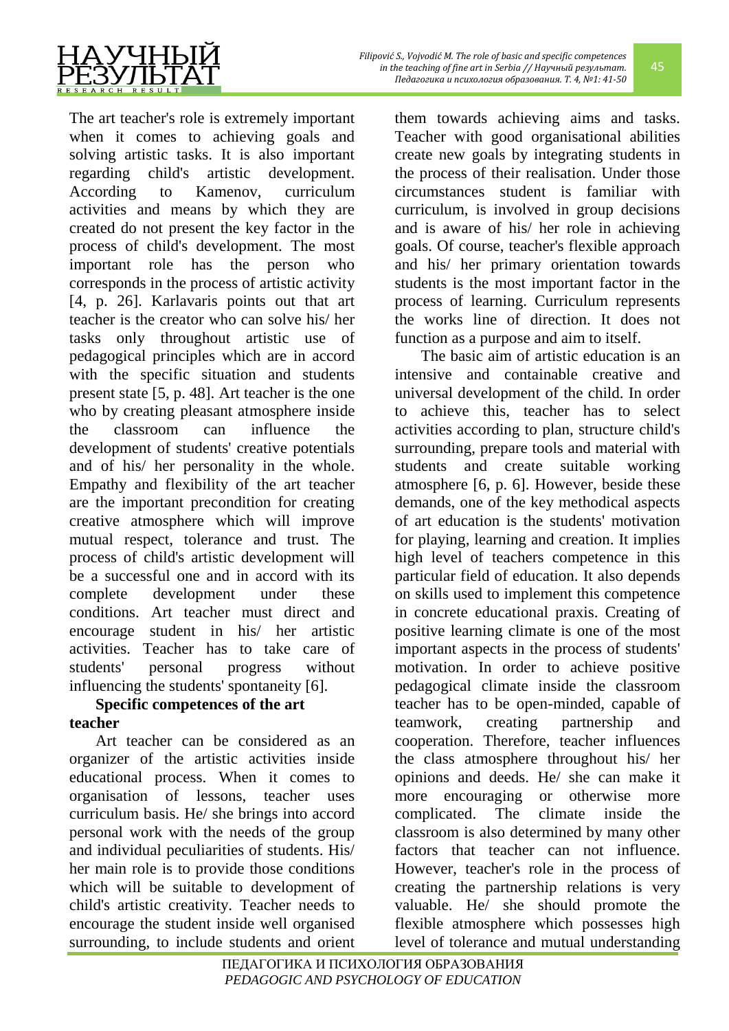The art teacher's role is extremely important when it comes to achieving goals and solving artistic tasks. It is also important regarding child's artistic development. According to Kamenov, curriculum activities and means by which they are created do not present the key factor in the process of child's development. The most important role has the person who corresponds in the process of artistic activity [4, p. 26]. Karlavaris points out that art teacher is the creator who can solve his/ her tasks only throughout artistic use of pedagogical principles which are in accord with the specific situation and students present state [5, p. 48]. Art teacher is the one who by creating pleasant atmosphere inside the classroom can influence the development of students' creative potentials and of his/ her personality in the whole. Empathy and flexibility of the art teacher are the important precondition for creating creative atmosphere which will improve mutual respect, tolerance and trust. The process of child's artistic development will be a successful one and in accord with its complete development under these conditions. Art teacher must direct and encourage student in his/ her artistic activities. Teacher has to take care of students' personal progress without influencing the students' spontaneity [6].

**Specific competences of the art teacher**

Art teacher can be considered as an organizer of the artistic activities inside educational process. When it comes to organisation of lessons, teacher uses curriculum basis. He/ she brings into accord personal work with the needs of the group and individual peculiarities of students. His/ her main role is to provide those conditions which will be suitable to development of child's artistic creativity. Teacher needs to encourage the student inside well organised surrounding, to include students and orient them towards achieving aims and tasks. Teacher with good organisational abilities create new goals by integrating students in the process of their realisation. Under those circumstances student is familiar with curriculum, is involved in group decisions and is aware of his/ her role in achieving goals. Of course, teacher's flexible approach and his/ her primary orientation towards students is the most important factor in the process of learning. Curriculum represents the works line of direction. It does not function as a purpose and aim to itself.

The basic aim of artistic education is an intensive and containable creative and universal development of the child. In order to achieve this, teacher has to select activities according to plan, structure child's surrounding, prepare tools and material with students and create suitable working atmosphere [6, p. 6]. However, beside these demands, one of the key methodical aspects of art education is the students' motivation for playing, learning and creation. It implies high level of teachers competence in this particular field of education. It also depends on skills used to implement this competence in concrete educational praxis. Creating of positive learning climate is one of the most important aspects in the process of students' motivation. In order to achieve positive pedagogical climate inside the classroom teacher has to be open-minded, capable of teamwork, creating partnership and cooperation. Therefore, teacher influences the class atmosphere throughout his/ her opinions and deeds. He/ she can make it more encouraging or otherwise more complicated. The climate inside the classroom is also determined by many other factors that teacher can not influence. However, teacher's role in the process of creating the partnership relations is very valuable. He/ she should promote the flexible atmosphere which possesses high level of tolerance and mutual understanding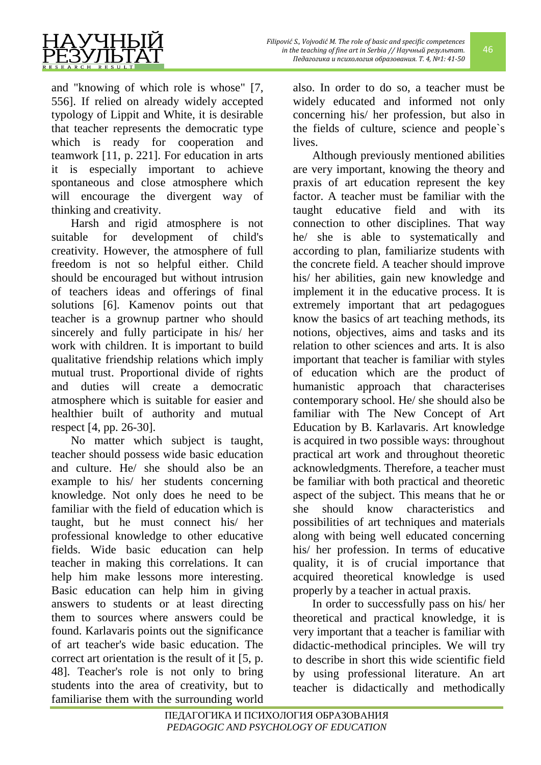and "knowing of which role is whose" [7, 556]. If relied on already widely accepted typology of Lippit and White, it is desirable that teacher represents the democratic type which is ready for cooperation and teamwork [11, p. 221]. For education in arts it is especially important to achieve spontaneous and close atmosphere which will encourage the divergent way of thinking and creativity.

Harsh and rigid atmosphere is not suitable for development of child's creativity. However, the atmosphere of full freedom is not so helpful either. Child should be encouraged but without intrusion of teachers ideas and offerings of final solutions [6]. Kamenov points out that teacher is a grownup partner who should sincerely and fully participate in his/ her work with children. It is important to build qualitative friendship relations which imply mutual trust. Proportional divide of rights and duties will create a democratic atmosphere which is suitable for easier and healthier built of authority and mutual respect [4, pp. 26-30].

No matter which subject is taught, teacher should possess wide basic education and culture. He/ she should also be an example to his/ her students concerning knowledge. Not only does he need to be familiar with the field of education which is taught, but he must connect his/ her professional knowledge to other educative fields. Wide basic education can help teacher in making this correlations. It can help him make lessons more interesting. Basic education can help him in giving answers to students or at least directing them to sources where answers could be found. Karlavaris points out the significance of art teacher's wide basic education. The correct art orientation is the result of it [5, p. 48]. Teacher's role is not only to bring students into the area of creativity, but to familiarise them with the surrounding world also. In order to do so, a teacher must be widely educated and informed not only concerning his/ her profession, but also in the fields of culture, science and people`s lives.

Although previously mentioned abilities are very important, knowing the theory and praxis of art education represent the key factor. A teacher must be familiar with the taught educative field and with its connection to other disciplines. That way he/ she is able to systematically and according to plan, familiarize students with the concrete field. A teacher should improve his/ her abilities, gain new knowledge and implement it in the educative process. It is extremely important that art pedagogues know the basics of art teaching methods, its notions, objectives, aims and tasks and its relation to other sciences and arts. It is also important that teacher is familiar with styles of education which are the product of humanistic approach that characterises contemporary school. He/ she should also be familiar with The New Concept of Art Education by B. Karlavaris. Art knowledge is acquired in two possible ways: throughout practical art work and throughout theoretic acknowledgments. Therefore, a teacher must be familiar with both practical and theoretic aspect of the subject. This means that he or she should know characteristics and possibilities of art techniques and materials along with being well educated concerning his/ her profession. In terms of educative quality, it is of crucial importance that acquired theoretical knowledge is used properly by a teacher in actual praxis.

In order to successfully pass on his/ her theoretical and practical knowledge, it is very important that a teacher is familiar with didactic-methodical principles. We will try to describe in short this wide scientific field by using professional literature. An art teacher is didactically and methodically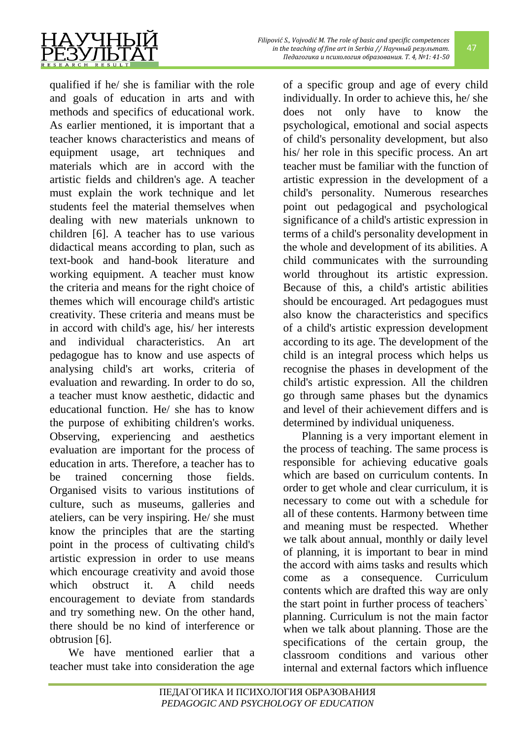qualified if he/ she is familiar with the role and goals of education in arts and with methods and specifics of educational work. As earlier mentioned, it is important that a teacher knows characteristics and means of equipment usage, art techniques and materials which are in accord with the artistic fields and children's age. A teacher must explain the work technique and let students feel the material themselves when dealing with new materials unknown to children [6]. A teacher has to use various didactical means according to plan, such as text-book and hand-book literature and working equipment. A teacher must know the criteria and means for the right choice of themes which will encourage child's artistic creativity. These criteria and means must be in accord with child's age, his/ her interests and individual characteristics. An art pedagogue has to know and use aspects of analysing child's art works, criteria of evaluation and rewarding. In order to do so, a teacher must know aesthetic, didactic and educational function. He/ she has to know the purpose of exhibiting children's works. Observing, experiencing and aesthetics evaluation are important for the process of education in arts. Therefore, a teacher has to be trained concerning those fields. Organised visits to various institutions of culture, such as museums, galleries and ateliers, can be very inspiring. He/ she must know the principles that are the starting point in the process of cultivating child's artistic expression in order to use means which encourage creativity and avoid those which obstruct it. A child needs encouragement to deviate from standards and try something new. On the other hand, there should be no kind of interference or obtrusion [6].

We have mentioned earlier that a teacher must take into consideration the age of a specific group and age of every child individually. In order to achieve this, he/ she does not only have to know the psychological, emotional and social aspects of child's personality development, but also his/ her role in this specific process. An art teacher must be familiar with the function of artistic expression in the development of a child's personality. Numerous researches point out pedagogical and psychological significance of a child's artistic expression in terms of a child's personality development in the whole and development of its abilities. A child communicates with the surrounding world throughout its artistic expression. Because of this, a child's artistic abilities should be encouraged. Art pedagogues must also know the characteristics and specifics of a child's artistic expression development according to its age. The development of the child is an integral process which helps us recognise the phases in development of the child's artistic expression. All the children go through same phases but the dynamics and level of their achievement differs and is determined by individual uniqueness.

Planning is a very important element in the process of teaching. The same process is responsible for achieving educative goals which are based on curriculum contents. In order to get whole and clear curriculum, it is necessary to come out with a schedule for all of these contents. Harmony between time and meaning must be respected. Whether we talk about annual, monthly or daily level of planning, it is important to bear in mind the accord with aims tasks and results which come as a consequence. Curriculum contents which are drafted this way are only the start point in further process of teachers` planning. Curriculum is not the main factor when we talk about planning. Those are the specifications of the certain group, the classroom conditions and various other internal and external factors which influence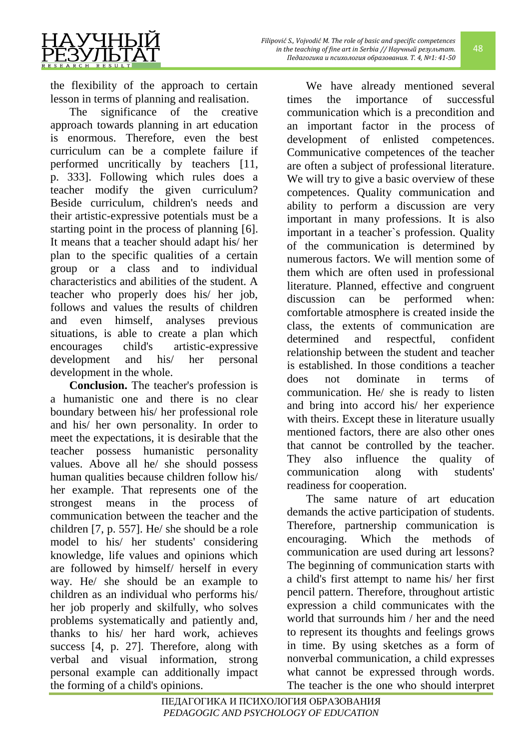the flexibility of the approach to certain lesson in terms of planning and realisation.

The significance of the creative approach towards planning in art education is enormous. Therefore, even the best curriculum can be a complete failure if performed uncritically by teachers [11, p. 333]. Following which rules does a teacher modify the given curriculum? Beside curriculum, children's needs and their artistic-expressive potentials must be a starting point in the process of planning [6]. It means that a teacher should adapt his/ her plan to the specific qualities of a certain group or a class and to individual characteristics and abilities of the student. A teacher who properly does his/ her job, follows and values the results of children and even himself, analyses previous situations, is able to create a plan which encourages child's artistic-expressive development and his/ her personal development in the whole.

**Conclusion.** The teacher's profession is a humanistic one and there is no clear boundary between his/ her professional role and his/ her own personality. In order to meet the expectations, it is desirable that the teacher possess humanistic personality values. Above all he/ she should possess human qualities because children follow his/ her example. That represents one of the strongest means in the process of communication between the teacher and the children [7, p. 557]. He/ she should be a role model to his/ her students' considering knowledge, life values and opinions which are followed by himself/ herself in every way. He/ she should be an example to children as an individual who performs his/ her job properly and skilfully, who solves problems systematically and patiently and, thanks to his/ her hard work, achieves success [4, p. 27]. Therefore, along with verbal and visual information, strong personal example can additionally impact the forming of a child's opinions.

We have already mentioned several times the importance of successful communication which is a precondition and an important factor in the process of development of enlisted competences. Communicative competences of the teacher are often a subject of professional literature. We will try to give a basic overview of these competences. Quality communication and ability to perform a discussion are very important in many professions. It is also important in a teacher`s profession. Quality of the communication is determined by numerous factors. We will mention some of them which are often used in professional literature. Planned, effective and congruent discussion can be performed when: comfortable atmosphere is created inside the class, the extents of communication are determined and respectful, confident relationship between the student and teacher is established. In those conditions a teacher does not dominate in terms of communication. He/ she is ready to listen and bring into accord his/ her experience with theirs. Except these in literature usually mentioned factors, there are also other ones that cannot be controlled by the teacher. They also influence the quality of communication along with students' readiness for cooperation.

The same nature of art education demands the active participation of students. Therefore, partnership communication is encouraging. Which the methods of communication are used during art lessons? The beginning of communication starts with a child's first attempt to name his/ her first pencil pattern. Therefore, throughout artistic expression a child communicates with the world that surrounds him / her and the need to represent its thoughts and feelings grows in time. By using sketches as a form of nonverbal communication, a child expresses what cannot be expressed through words. The teacher is the one who should interpret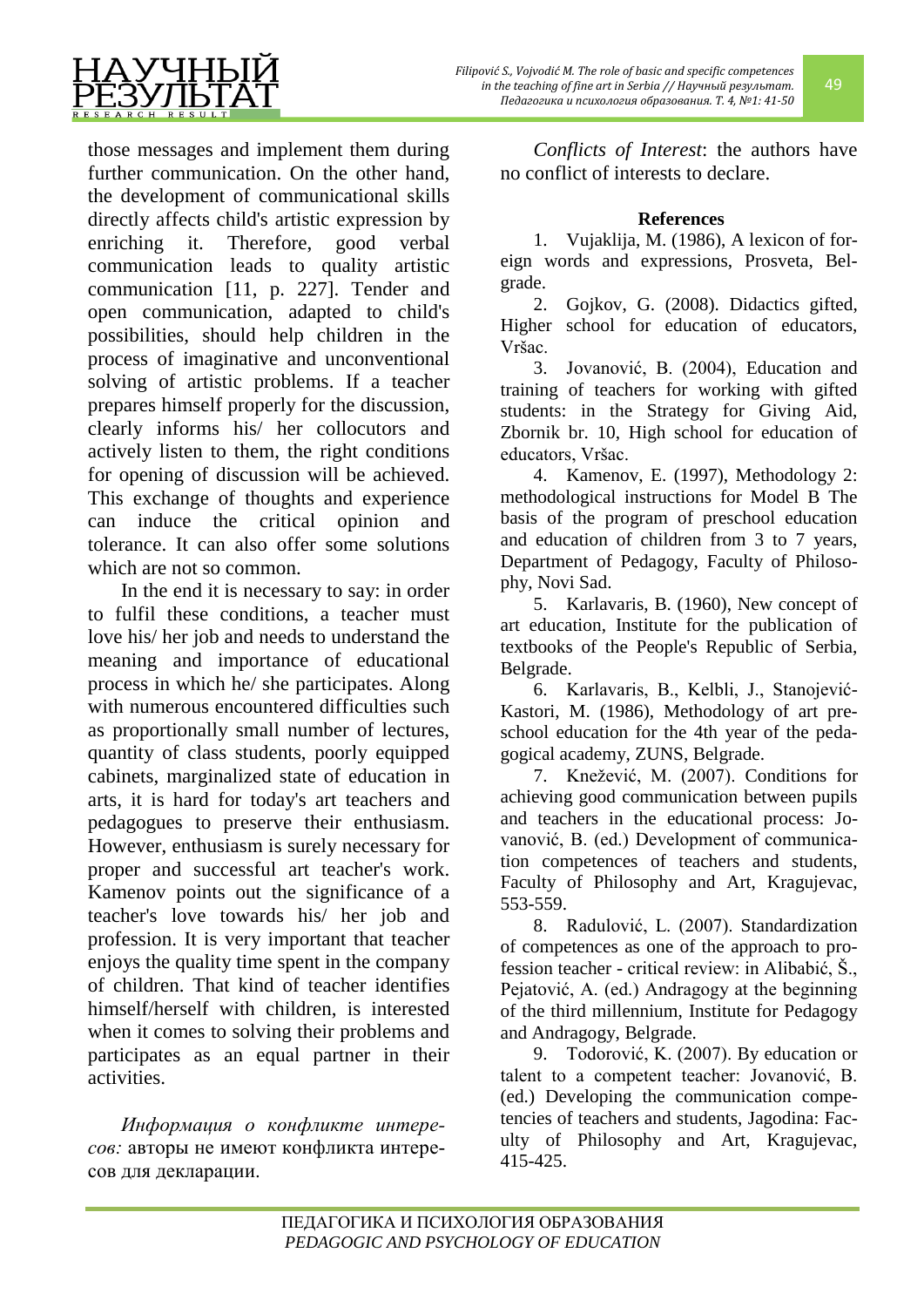those messages and implement them during further communication. On the other hand, the development of communicational skills directly affects child's artistic expression by enriching it. Therefore, good verbal communication leads to quality artistic communication [11, p. 227]. Tender and open communication, adapted to child's possibilities, should help children in the process of imaginative and unconventional solving of artistic problems. If a teacher prepares himself properly for the discussion, clearly informs his/ her collocutors and actively listen to them, the right conditions for opening of discussion will be achieved. This exchange of thoughts and experience can induce the critical opinion and tolerance. It can also offer some solutions which are not so common.

In the end it is necessary to say: in order to fulfil these conditions, a teacher must love his/ her job and needs to understand the meaning and importance of educational process in which he/ she participates. Along with numerous encountered difficulties such as proportionally small number of lectures, quantity of class students, poorly equipped cabinets, marginalized state of education in arts, it is hard for today's art teachers and pedagogues to preserve their enthusiasm. However, enthusiasm is surely necessary for proper and successful art teacher's work. Kamenov points out the significance of a teacher's love towards his/ her job and profession. It is very important that teacher enjoys the quality time spent in the company of children. That kind of teacher identifies himself/herself with children, is interested when it comes to solving their problems and participates as an equal partner in their activities.

*Информация о конфликте интересов:* авторы не имеют конфликта интересов для декларации.

*Conflicts of Interest*: the authors have no conflict of interests to declare.

**References**

1. Vujaklija, M. (1986), A lexicon of foreign words and expressions, Prosveta, Belgrade.
2. Gojkov, G. (2008). Didactics gifted, Higher school for education of educators, Vršac.
3. Jovanović, B. (2004), Education and training of teachers for working with gifted students: in the Strategy for Giving Aid, Zbornik br. 10, High school for education of educators, Vršac.
4. Kamenov, E. (1997), Methodology 2: methodological instructions for Model B The basis of the program of preschool education and education of children from 3 to 7 years, Department of Pedagogy, Faculty of Philosophy, Novi Sad.
5. Karlavaris, B. (1960), New concept of art education, Institute for the publication of textbooks of the People's Republic of Serbia, Belgrade.
6. Karlavaris, B., Kelbli, J., Stanojević-Kastori, M. (1986), Methodology of art preschool education for the 4th year of the pedagogical academy, ZUNS, Belgrade.
7. Knežević, M. (2007). Conditions for achieving good communication between pupils and teachers in the educational process: Jovanović, B. (ed.) Development of communication competences of teachers and students, Faculty of Philosophy and Art, Kragujevac, 553-559.
8. Radulović, L. (2007). Standardization of competences as one of the approach to profession teacher - critical review: in Alibabić, Š., Pejatović, A. (ed.) Andragogy at the beginning of the third millennium, Institute for Pedagogy and Andragogy, Belgrade.
9. Todorović, K. (2007). By education or talent to a competent teacher: Jovanović, B. (ed.) Developing the communication competencies of teachers and students, Jagodina: Faculty of Philosophy and Art, Kragujevac, 415-425.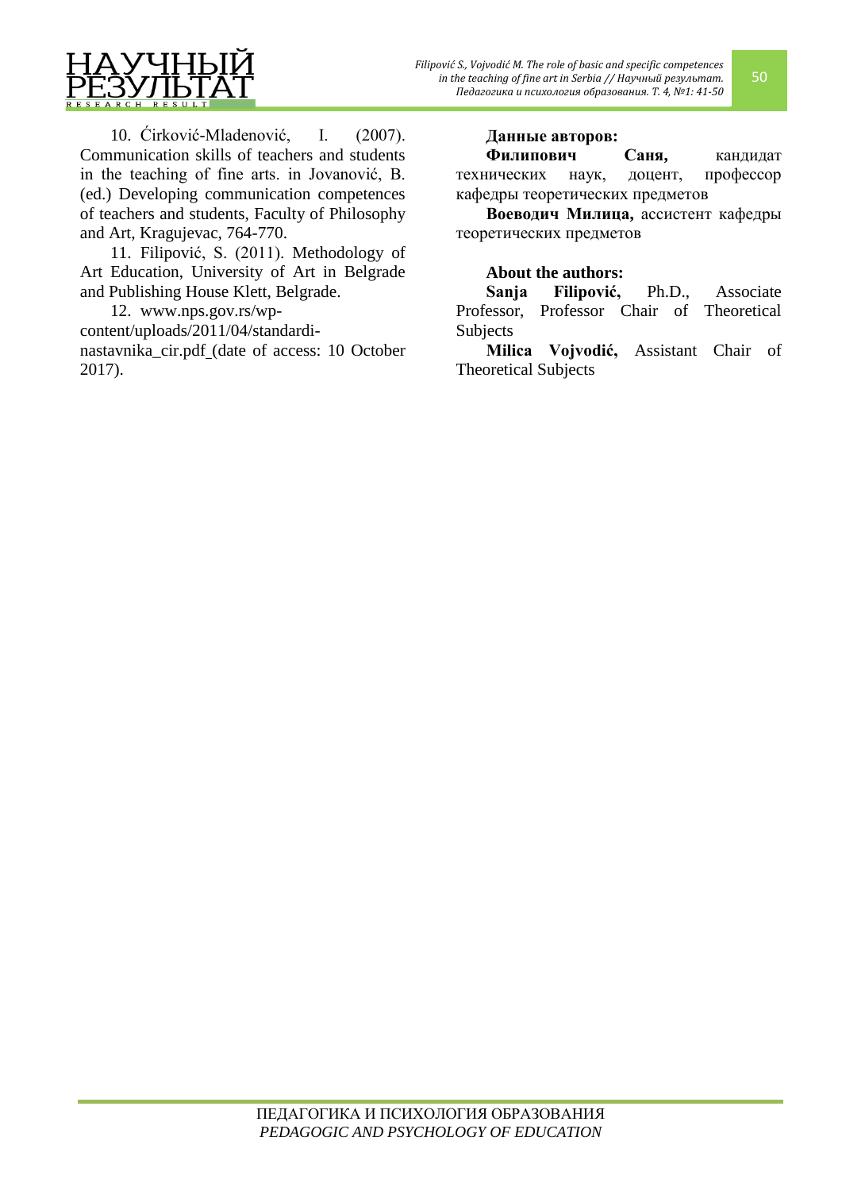10. Ćirković-Mladenović, I. (2007). Communication skills of teachers and students in the teaching of fine arts. in Jovanović, B. (ed.) Developing communication competences of teachers and students, Faculty of Philosophy and Art, Kragujevac, 764-770.

11. Filipović, S. (2011). Methodology of Art Education, University of Art in Belgrade and Publishing House Klett, Belgrade.

12. www.nps.gov.rs/wp-content/uploads/2011/04/standardi-nastavnika_cir.pdf (date of access: 10 October 2017).

**Данные авторов:**

**Филипович Саня,** кандидат технических наук, доцент, профессор кафедры теоретических предметов

**Воеводич Милица,** ассистент кафедры теоретических предметов

**About the authors:**

**Sanja Filipović,** Ph.D., Associate Professor, Professor Chair of Theoretical Subjects

**Milica Vojvodić,** Assistant Chair of Theoretical Subjects